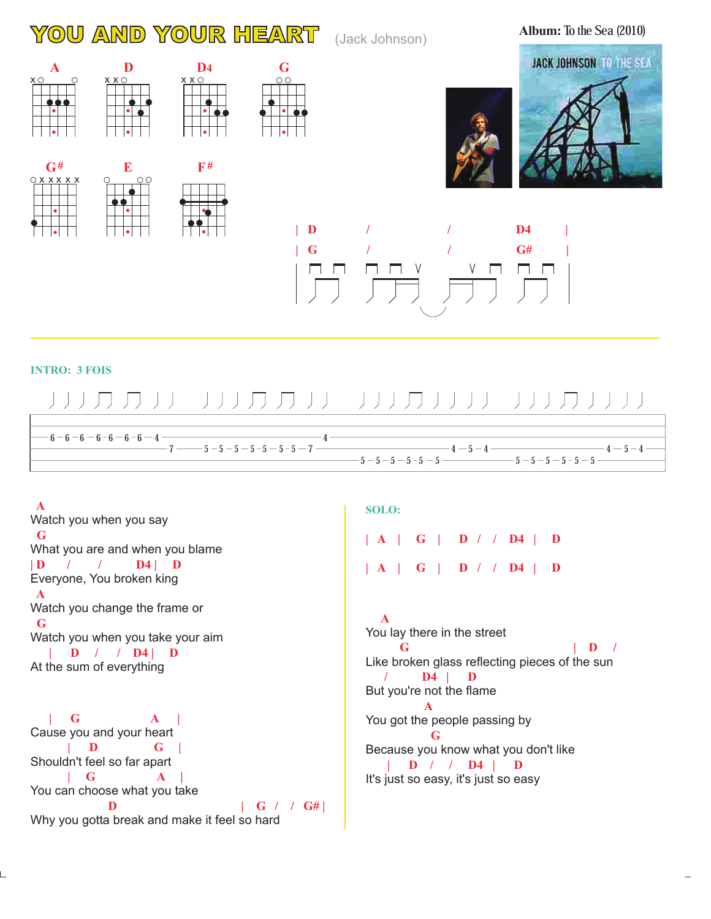# YOU AND YOUR HEART

(Jack Johnson)

**Album:** To the Sea (2010)

A D D4 G

G# E F#

```
| D    /    /    D4 |
| G    /    /    G# |
```

**INTRO: 3 FOIS**

```
-6-6-6-6-6-6-6-4---------------------------4---------------------------------------------------------------
-----------------7---5-5-5-5-5-5-5-5-7-------------------------4-5-4------------------------4-5-4----------
---------------------------------------------5-5-5-5-5-5-5------------------5-5-5-5-5-5-5-------------------
```

```
A
Watch you when you say
 G
What you are and when you blame
|D     /      /      D4 |    D
Everyone, You broken king
 A
Watch you change the frame or
 G
Watch you when you take your aim
   |   D   /    /  D4 |   D
At the sum of everything

   |  G             A   |
Cause you and your heart
      |   D            G    |
Shouldn't feel so far apart
      |  G             A    |
You can choose what you take
           D                         |  G  /   /  G# |
Why you gotta break and make it feel so hard
```

**SOLO:**

```
| A  |  G  |   D  /  /  D4 |  D

| A  |  G  |   D  /  /  D4 |  D
```

```
  A
You lay there in the street
        G                                |  D   /
Like broken glass reflecting pieces of the sun
  /      D4  |   D
But you're not the flame
              A
You got the people passing by
            G
Because you know what you don't like
   |   D   /   /   D4  |   D
It's just so easy, it's just so easy
```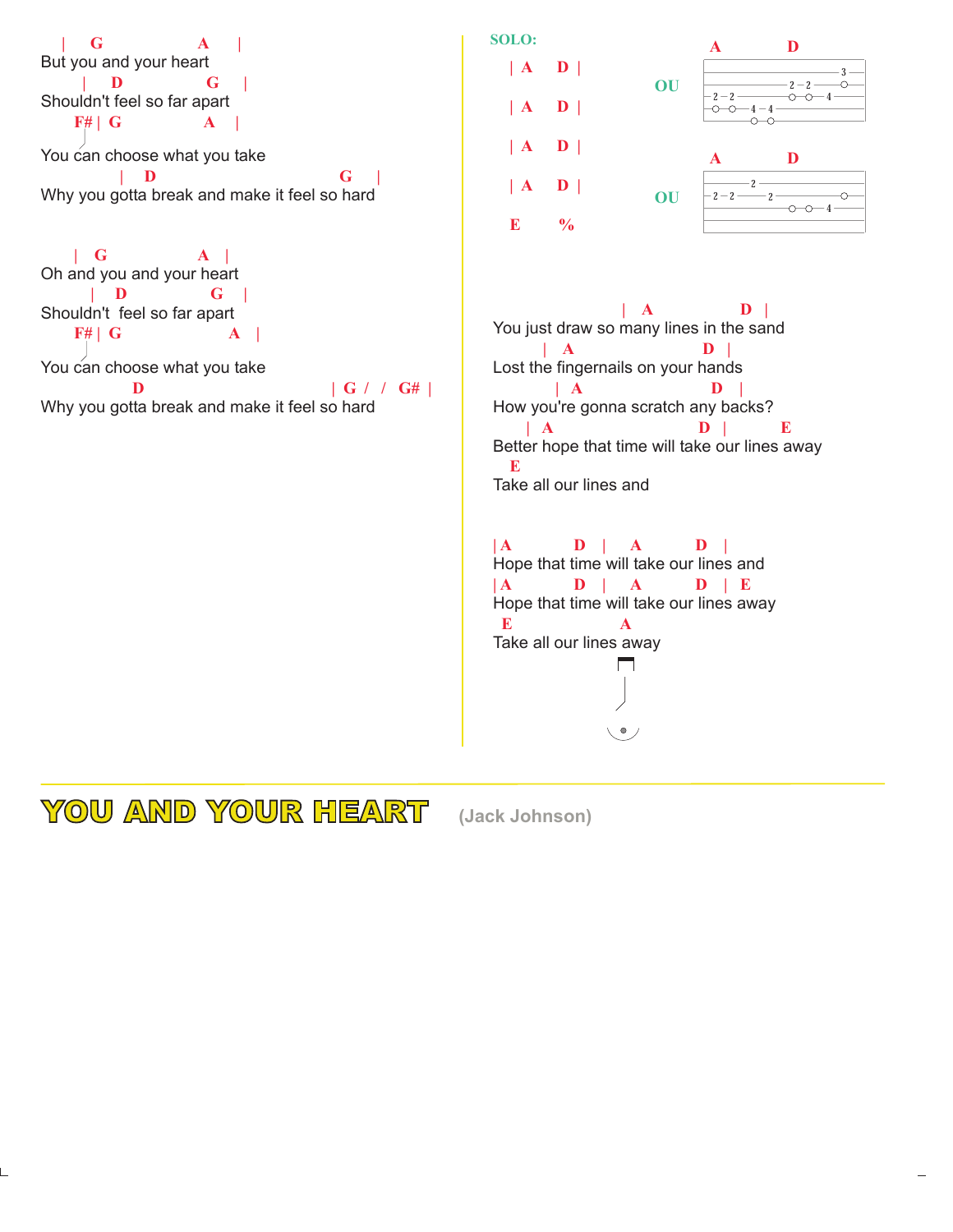```
   |    G              A     |
But you and your heart
       |    D              G     |
Shouldn't feel so far apart
     F# |  G               A     |
You can choose what you take
              |    D                              G     |
Why you gotta break and make it feel so hard
```

```
     |   G              A    |
Oh and you and your heart
         |    D              G     |
Shouldn't  feel so far apart
     F# |  G                    A     |
You can choose what you take
                 D                           | G  /  /  G# |
Why you gotta break and make it feel so hard
```

SOLO:

```
| A    D |
| A    D |
| A    D |
| A    D |
E      %
```

OU

```
  A          D
---------------------3---
------------2-2----o-----
-2-2-----------o-o---4---
-o-o--4-4----------------
-------o-o---------------
```

OU

```
  A          D
---------2---------------
-2-2--------2-------o----
-------------o-o-----4---
-------------------------
```

```
                  |  A              D  |
You just draw so many lines in the sand
          |  A                  D  |
Lost the fingernails on your hands
            |  A                D  |
How you're gonna scratch any backs?
        |  A                  D  |           E
Better hope that time will take our lines away
   E
Take all our lines and
```

```
| A         D  |    A        D  |
Hope that time will take our lines and
| A         D  |    A        D  |  E
Hope that time will take our lines away
  E                  A
Take all our lines away
```

# YOU AND YOUR HEART

(Jack Johnson)